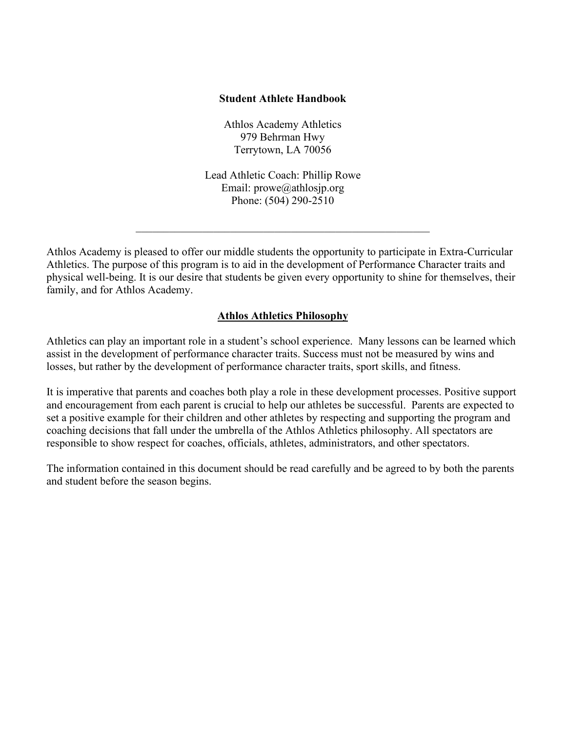# Student Athlete Handbook

Athlos Academy Athletics
979 Behrman Hwy
Terrytown, LA 70056

Lead Athletic Coach: Phillip Rowe
Email: prowe@athlosjp.org
Phone: (504) 290-2510

---

Athlos Academy is pleased to offer our middle students the opportunity to participate in Extra-Curricular Athletics. The purpose of this program is to aid in the development of Performance Character traits and physical well-being. It is our desire that students be given every opportunity to shine for themselves, their family, and for Athlos Academy.

## Athlos Athletics Philosophy

Athletics can play an important role in a student's school experience. Many lessons can be learned which assist in the development of performance character traits. Success must not be measured by wins and losses, but rather by the development of performance character traits, sport skills, and fitness.

It is imperative that parents and coaches both play a role in these development processes. Positive support and encouragement from each parent is crucial to help our athletes be successful. Parents are expected to set a positive example for their children and other athletes by respecting and supporting the program and coaching decisions that fall under the umbrella of the Athlos Athletics philosophy. All spectators are responsible to show respect for coaches, officials, athletes, administrators, and other spectators.

The information contained in this document should be read carefully and be agreed to by both the parents and student before the season begins.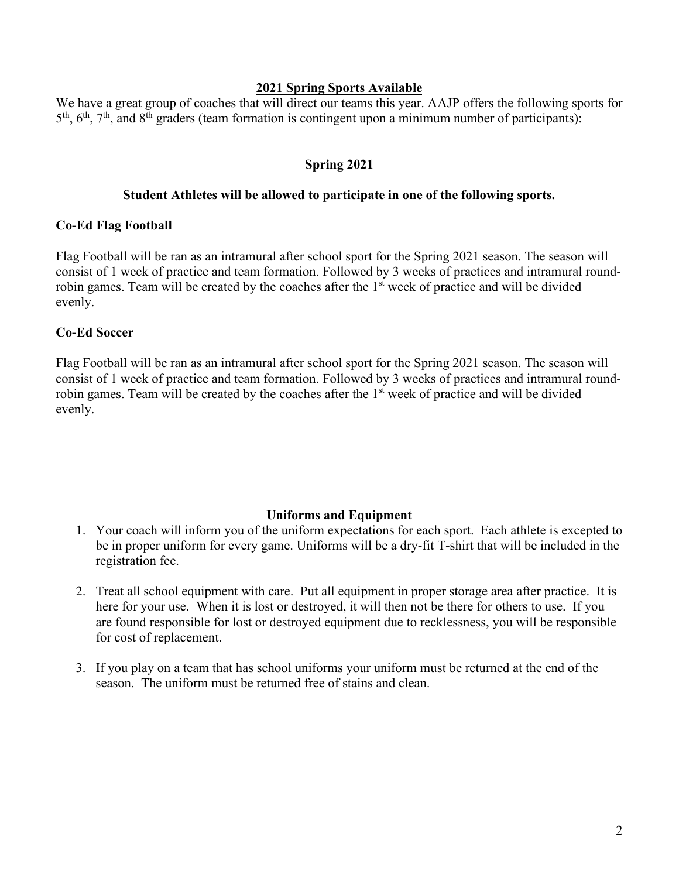## 2021 Spring Sports Available

We have a great group of coaches that will direct our teams this year. AAJP offers the following sports for 5th, 6th, 7th, and 8th graders (team formation is contingent upon a minimum number of participants):

### Spring 2021

**Student Athletes will be allowed to participate in one of the following sports.**

### Co-Ed Flag Football

Flag Football will be ran as an intramural after school sport for the Spring 2021 season. The season will consist of 1 week of practice and team formation. Followed by 3 weeks of practices and intramural round-robin games. Team will be created by the coaches after the 1st week of practice and will be divided evenly.

### Co-Ed Soccer

Flag Football will be ran as an intramural after school sport for the Spring 2021 season. The season will consist of 1 week of practice and team formation. Followed by 3 weeks of practices and intramural round-robin games. Team will be created by the coaches after the 1st week of practice and will be divided evenly.

### Uniforms and Equipment

1. Your coach will inform you of the uniform expectations for each sport. Each athlete is excepted to be in proper uniform for every game. Uniforms will be a dry-fit T-shirt that will be included in the registration fee.

2. Treat all school equipment with care. Put all equipment in proper storage area after practice. It is here for your use. When it is lost or destroyed, it will then not be there for others to use. If you are found responsible for lost or destroyed equipment due to recklessness, you will be responsible for cost of replacement.

3. If you play on a team that has school uniforms your uniform must be returned at the end of the season. The uniform must be returned free of stains and clean.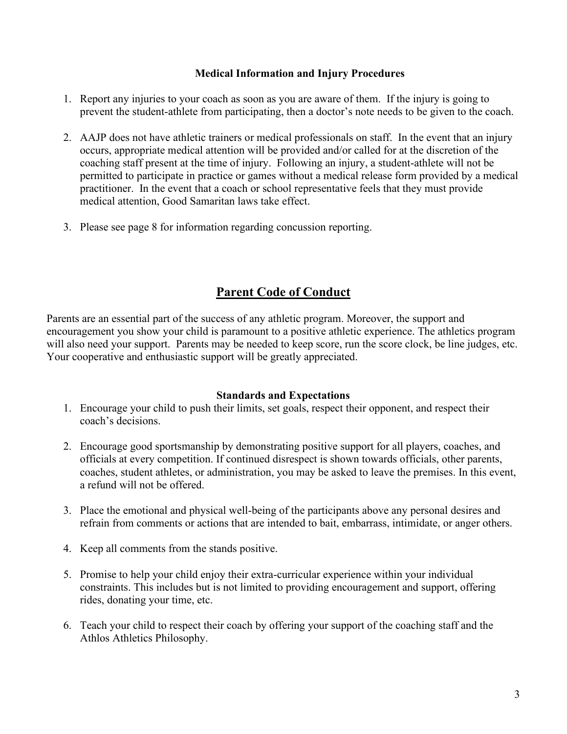### Medical Information and Injury Procedures

1. Report any injuries to your coach as soon as you are aware of them. If the injury is going to prevent the student-athlete from participating, then a doctor's note needs to be given to the coach.

2. AAJP does not have athletic trainers or medical professionals on staff. In the event that an injury occurs, appropriate medical attention will be provided and/or called for at the discretion of the coaching staff present at the time of injury. Following an injury, a student-athlete will not be permitted to participate in practice or games without a medical release form provided by a medical practitioner. In the event that a coach or school representative feels that they must provide medical attention, Good Samaritan laws take effect.

3. Please see page 8 for information regarding concussion reporting.

## Parent Code of Conduct

Parents are an essential part of the success of any athletic program. Moreover, the support and encouragement you show your child is paramount to a positive athletic experience. The athletics program will also need your support. Parents may be needed to keep score, run the score clock, be line judges, etc. Your cooperative and enthusiastic support will be greatly appreciated.

### Standards and Expectations

1. Encourage your child to push their limits, set goals, respect their opponent, and respect their coach's decisions.

2. Encourage good sportsmanship by demonstrating positive support for all players, coaches, and officials at every competition. If continued disrespect is shown towards officials, other parents, coaches, student athletes, or administration, you may be asked to leave the premises. In this event, a refund will not be offered.

3. Place the emotional and physical well-being of the participants above any personal desires and refrain from comments or actions that are intended to bait, embarrass, intimidate, or anger others.

4. Keep all comments from the stands positive.

5. Promise to help your child enjoy their extra-curricular experience within your individual constraints. This includes but is not limited to providing encouragement and support, offering rides, donating your time, etc.

6. Teach your child to respect their coach by offering your support of the coaching staff and the Athlos Athletics Philosophy.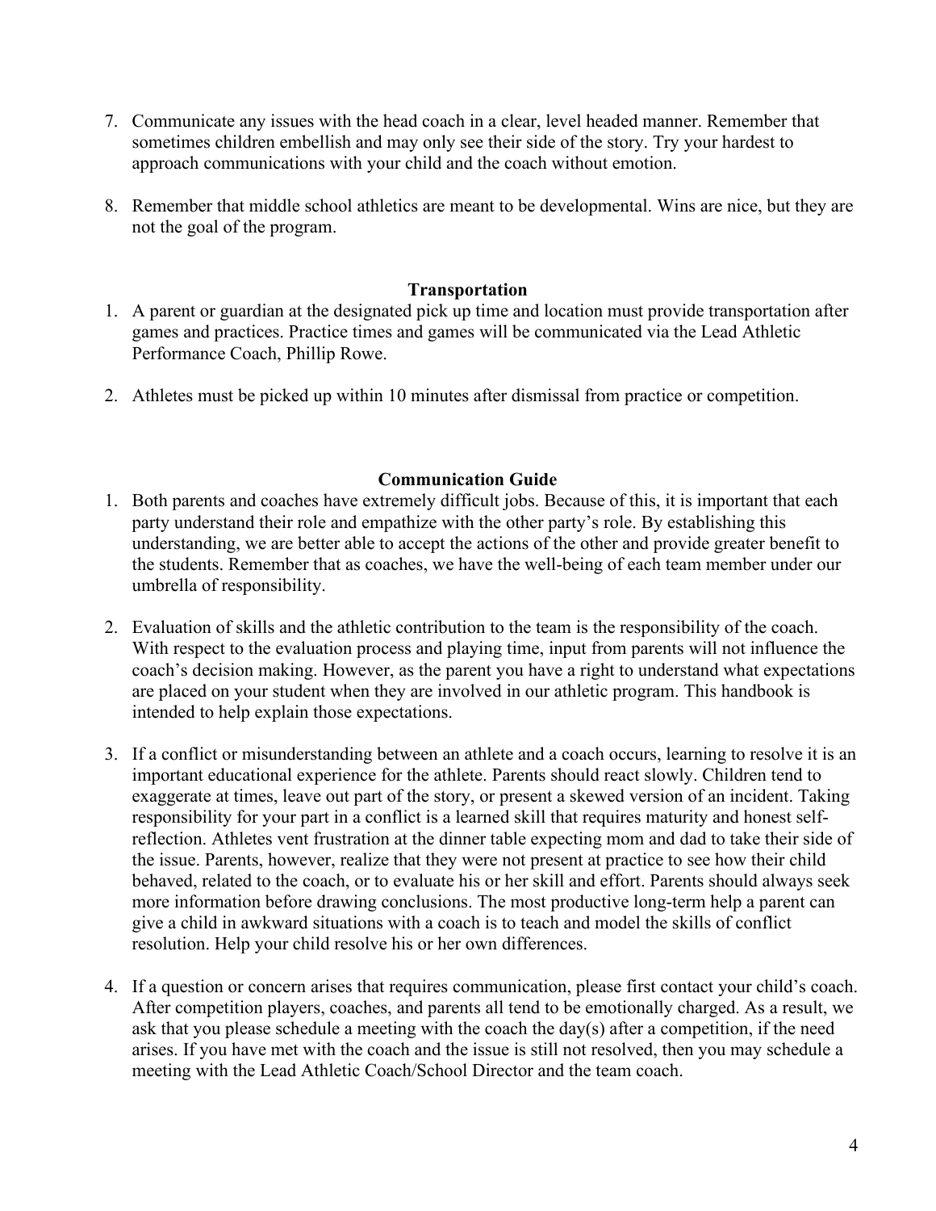7. Communicate any issues with the head coach in a clear, level headed manner. Remember that sometimes children embellish and may only see their side of the story. Try your hardest to approach communications with your child and the coach without emotion.

8. Remember that middle school athletics are meant to be developmental. Wins are nice, but they are not the goal of the program.

### Transportation

1. A parent or guardian at the designated pick up time and location must provide transportation after games and practices. Practice times and games will be communicated via the Lead Athletic Performance Coach, Phillip Rowe.

2. Athletes must be picked up within 10 minutes after dismissal from practice or competition.

### Communication Guide

1. Both parents and coaches have extremely difficult jobs. Because of this, it is important that each party understand their role and empathize with the other party's role. By establishing this understanding, we are better able to accept the actions of the other and provide greater benefit to the students. Remember that as coaches, we have the well-being of each team member under our umbrella of responsibility.

2. Evaluation of skills and the athletic contribution to the team is the responsibility of the coach. With respect to the evaluation process and playing time, input from parents will not influence the coach's decision making. However, as the parent you have a right to understand what expectations are placed on your student when they are involved in our athletic program. This handbook is intended to help explain those expectations.

3. If a conflict or misunderstanding between an athlete and a coach occurs, learning to resolve it is an important educational experience for the athlete. Parents should react slowly. Children tend to exaggerate at times, leave out part of the story, or present a skewed version of an incident. Taking responsibility for your part in a conflict is a learned skill that requires maturity and honest self-reflection. Athletes vent frustration at the dinner table expecting mom and dad to take their side of the issue. Parents, however, realize that they were not present at practice to see how their child behaved, related to the coach, or to evaluate his or her skill and effort. Parents should always seek more information before drawing conclusions. The most productive long-term help a parent can give a child in awkward situations with a coach is to teach and model the skills of conflict resolution. Help your child resolve his or her own differences.

4. If a question or concern arises that requires communication, please first contact your child's coach. After competition players, coaches, and parents all tend to be emotionally charged. As a result, we ask that you please schedule a meeting with the coach the day(s) after a competition, if the need arises. If you have met with the coach and the issue is still not resolved, then you may schedule a meeting with the Lead Athletic Coach/School Director and the team coach.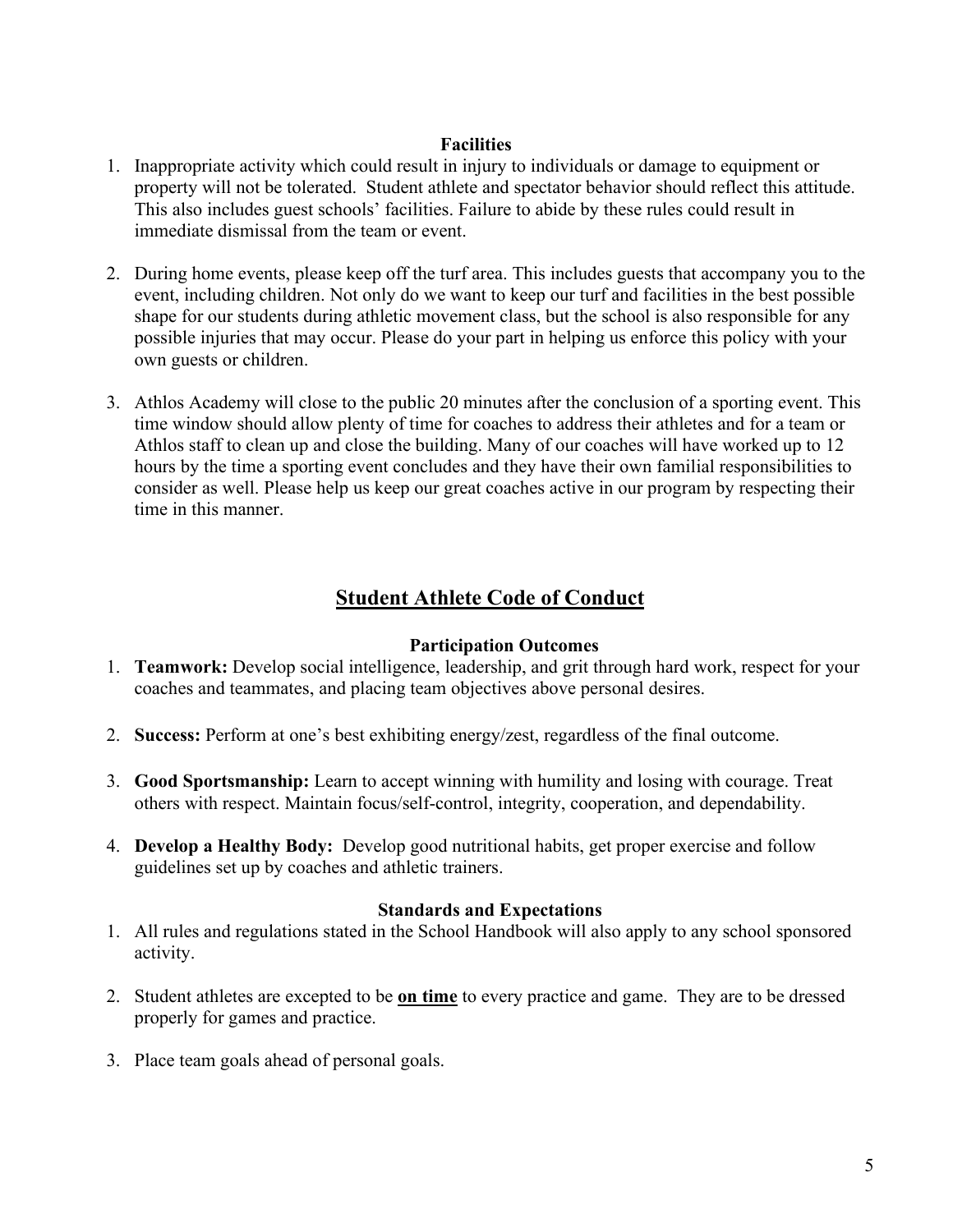### Facilities

1. Inappropriate activity which could result in injury to individuals or damage to equipment or property will not be tolerated. Student athlete and spectator behavior should reflect this attitude. This also includes guest schools' facilities. Failure to abide by these rules could result in immediate dismissal from the team or event.

2. During home events, please keep off the turf area. This includes guests that accompany you to the event, including children. Not only do we want to keep our turf and facilities in the best possible shape for our students during athletic movement class, but the school is also responsible for any possible injuries that may occur. Please do your part in helping us enforce this policy with your own guests or children.

3. Athlos Academy will close to the public 20 minutes after the conclusion of a sporting event. This time window should allow plenty of time for coaches to address their athletes and for a team or Athlos staff to clean up and close the building. Many of our coaches will have worked up to 12 hours by the time a sporting event concludes and they have their own familial responsibilities to consider as well. Please help us keep our great coaches active in our program by respecting their time in this manner.

## Student Athlete Code of Conduct

### Participation Outcomes

1. **Teamwork:** Develop social intelligence, leadership, and grit through hard work, respect for your coaches and teammates, and placing team objectives above personal desires.

2. **Success:** Perform at one's best exhibiting energy/zest, regardless of the final outcome.

3. **Good Sportsmanship:** Learn to accept winning with humility and losing with courage. Treat others with respect. Maintain focus/self-control, integrity, cooperation, and dependability.

4. **Develop a Healthy Body:** Develop good nutritional habits, get proper exercise and follow guidelines set up by coaches and athletic trainers.

### Standards and Expectations

1. All rules and regulations stated in the School Handbook will also apply to any school sponsored activity.

2. Student athletes are excepted to be **<u>on time</u>** to every practice and game. They are to be dressed properly for games and practice.

3. Place team goals ahead of personal goals.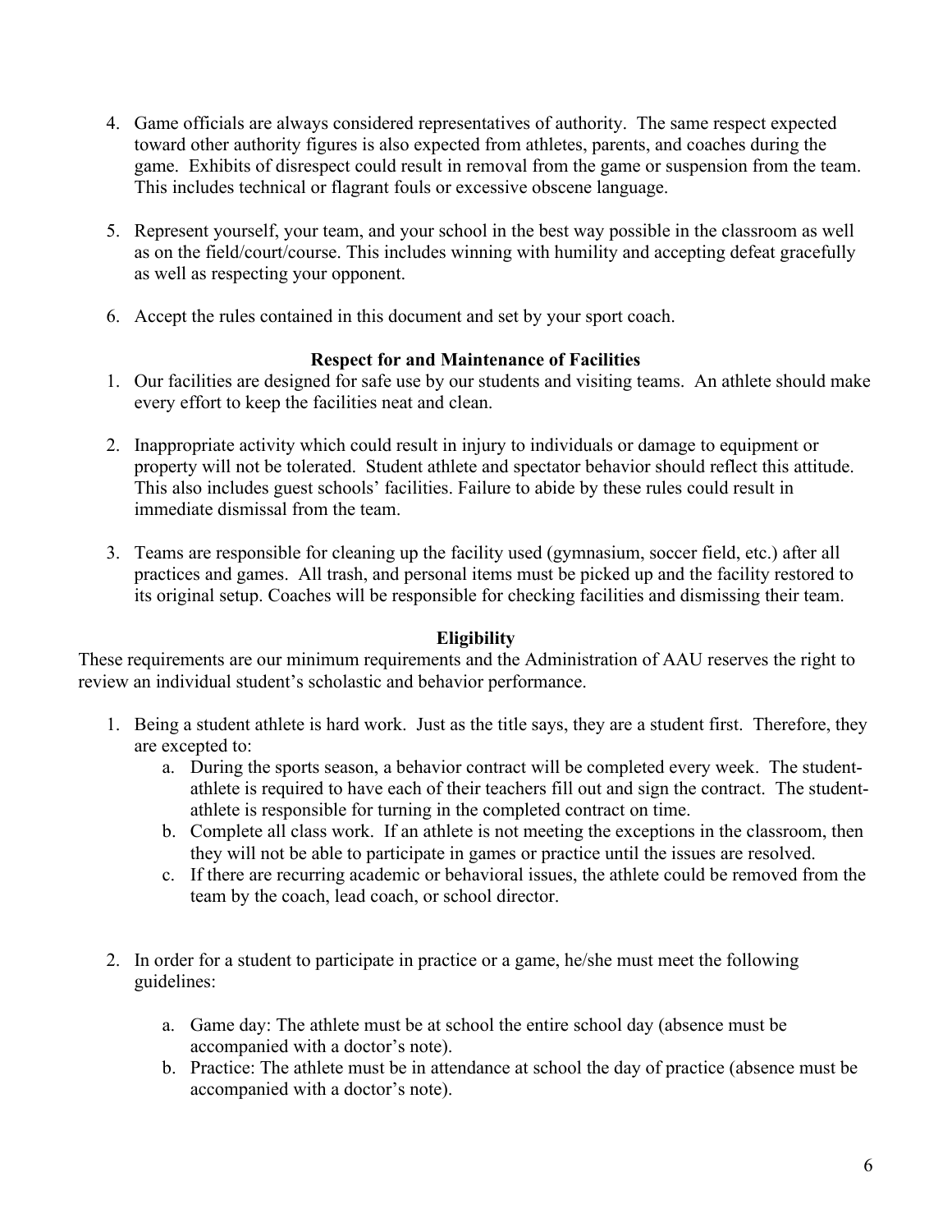4. Game officials are always considered representatives of authority. The same respect expected toward other authority figures is also expected from athletes, parents, and coaches during the game. Exhibits of disrespect could result in removal from the game or suspension from the team. This includes technical or flagrant fouls or excessive obscene language.

5. Represent yourself, your team, and your school in the best way possible in the classroom as well as on the field/court/course. This includes winning with humility and accepting defeat gracefully as well as respecting your opponent.

6. Accept the rules contained in this document and set by your sport coach.

### Respect for and Maintenance of Facilities

1. Our facilities are designed for safe use by our students and visiting teams. An athlete should make every effort to keep the facilities neat and clean.

2. Inappropriate activity which could result in injury to individuals or damage to equipment or property will not be tolerated. Student athlete and spectator behavior should reflect this attitude. This also includes guest schools' facilities. Failure to abide by these rules could result in immediate dismissal from the team.

3. Teams are responsible for cleaning up the facility used (gymnasium, soccer field, etc.) after all practices and games. All trash, and personal items must be picked up and the facility restored to its original setup. Coaches will be responsible for checking facilities and dismissing their team.

### Eligibility

These requirements are our minimum requirements and the Administration of AAU reserves the right to review an individual student's scholastic and behavior performance.

1. Being a student athlete is hard work. Just as the title says, they are a student first. Therefore, they are excepted to:
   a. During the sports season, a behavior contract will be completed every week. The student-athlete is required to have each of their teachers fill out and sign the contract. The student-athlete is responsible for turning in the completed contract on time.
   b. Complete all class work. If an athlete is not meeting the exceptions in the classroom, then they will not be able to participate in games or practice until the issues are resolved.
   c. If there are recurring academic or behavioral issues, the athlete could be removed from the team by the coach, lead coach, or school director.

2. In order for a student to participate in practice or a game, he/she must meet the following guidelines:

   a. Game day: The athlete must be at school the entire school day (absence must be accompanied with a doctor's note).
   b. Practice: The athlete must be in attendance at school the day of practice (absence must be accompanied with a doctor's note).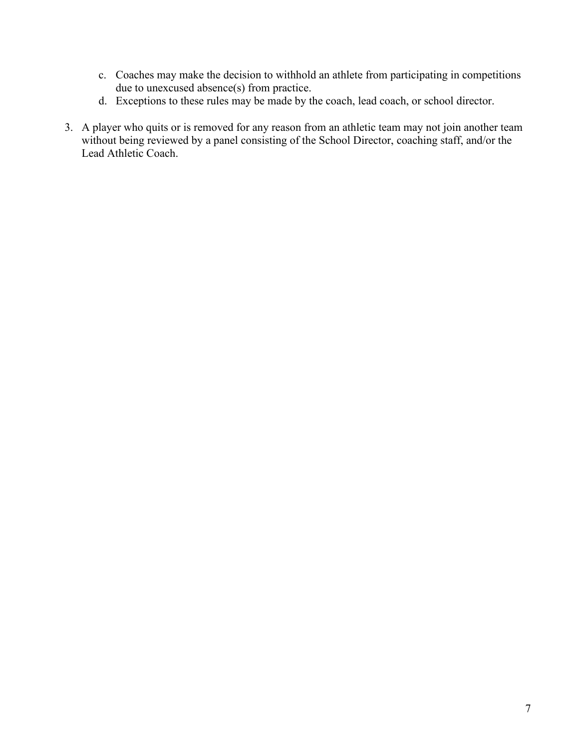c. Coaches may make the decision to withhold an athlete from participating in competitions due to unexcused absence(s) from practice.
   d. Exceptions to these rules may be made by the coach, lead coach, or school director.

3. A player who quits or is removed for any reason from an athletic team may not join another team without being reviewed by a panel consisting of the School Director, coaching staff, and/or the Lead Athletic Coach.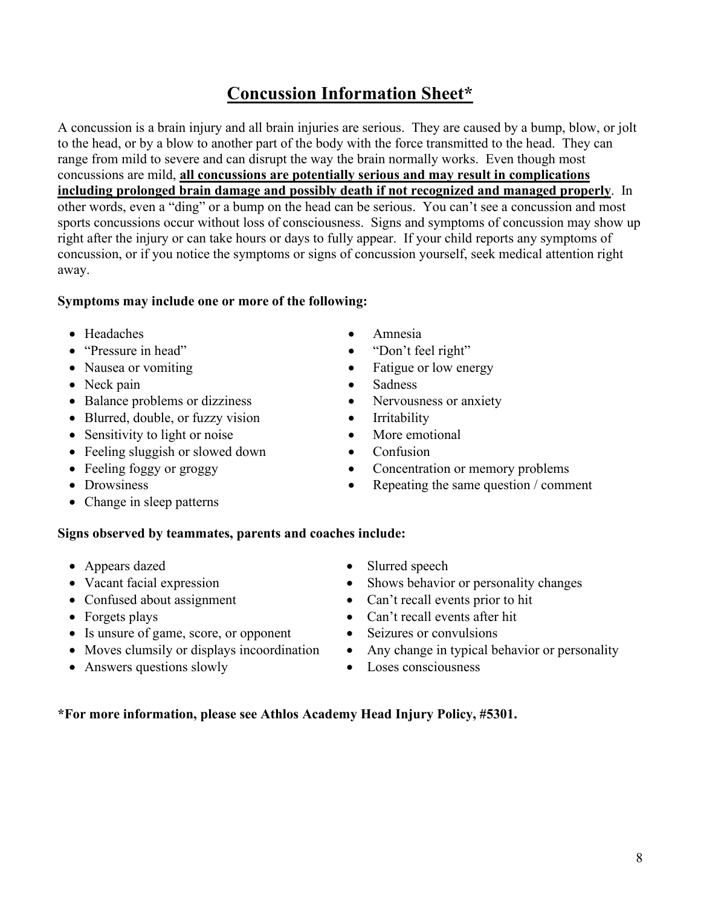# Concussion Information Sheet*

A concussion is a brain injury and all brain injuries are serious. They are caused by a bump, blow, or jolt to the head, or by a blow to another part of the body with the force transmitted to the head. They can range from mild to severe and can disrupt the way the brain normally works. Even though most concussions are mild, **all concussions are potentially serious and may result in complications including prolonged brain damage and possibly death if not recognized and managed properly**. In other words, even a "ding" or a bump on the head can be serious. You can't see a concussion and most sports concussions occur without loss of consciousness. Signs and symptoms of concussion may show up right after the injury or can take hours or days to fully appear. If your child reports any symptoms of concussion, or if you notice the symptoms or signs of concussion yourself, seek medical attention right away.

**Symptoms may include one or more of the following:**

- Headaches
- "Pressure in head"
- Nausea or vomiting
- Neck pain
- Balance problems or dizziness
- Blurred, double, or fuzzy vision
- Sensitivity to light or noise
- Feeling sluggish or slowed down
- Feeling foggy or groggy
- Drowsiness
- Change in sleep patterns
- Amnesia
- "Don't feel right"
- Fatigue or low energy
- Sadness
- Nervousness or anxiety
- Irritability
- More emotional
- Confusion
- Concentration or memory problems
- Repeating the same question / comment

**Signs observed by teammates, parents and coaches include:**

- Appears dazed
- Vacant facial expression
- Confused about assignment
- Forgets plays
- Is unsure of game, score, or opponent
- Moves clumsily or displays incoordination
- Answers questions slowly
- Slurred speech
- Shows behavior or personality changes
- Can't recall events prior to hit
- Can't recall events after hit
- Seizures or convulsions
- Any change in typical behavior or personality
- Loses consciousness

**\*For more information, please see Athlos Academy Head Injury Policy, #5301.**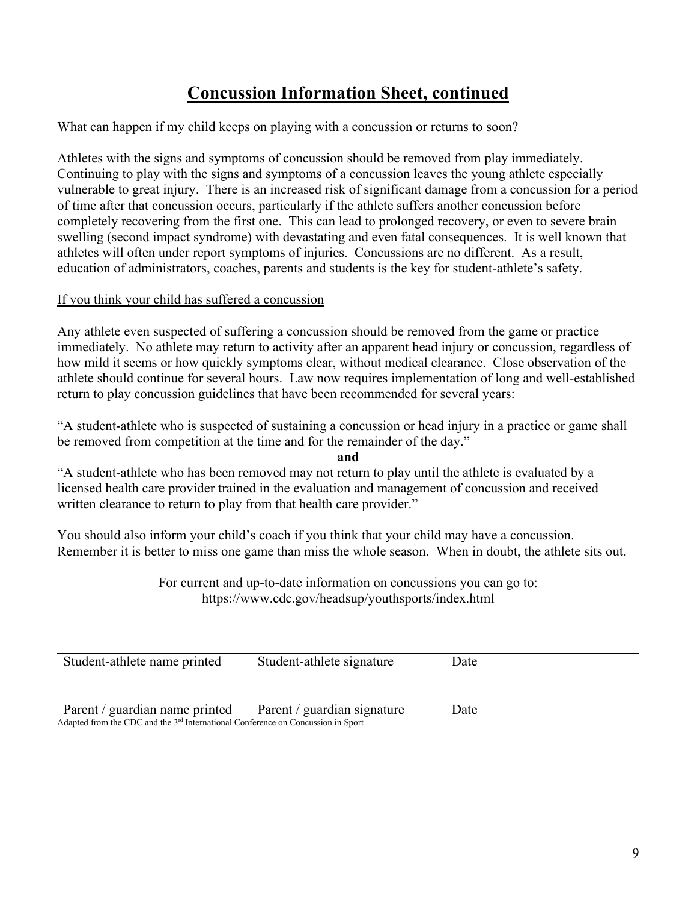# Concussion Information Sheet, continued

What can happen if my child keeps on playing with a concussion or returns to soon?

Athletes with the signs and symptoms of concussion should be removed from play immediately. Continuing to play with the signs and symptoms of a concussion leaves the young athlete especially vulnerable to great injury. There is an increased risk of significant damage from a concussion for a period of time after that concussion occurs, particularly if the athlete suffers another concussion before completely recovering from the first one. This can lead to prolonged recovery, or even to severe brain swelling (second impact syndrome) with devastating and even fatal consequences. It is well known that athletes will often under report symptoms of injuries. Concussions are no different. As a result, education of administrators, coaches, parents and students is the key for student-athlete's safety.

If you think your child has suffered a concussion

Any athlete even suspected of suffering a concussion should be removed from the game or practice immediately. No athlete may return to activity after an apparent head injury or concussion, regardless of how mild it seems or how quickly symptoms clear, without medical clearance. Close observation of the athlete should continue for several hours. Law now requires implementation of long and well-established return to play concussion guidelines that have been recommended for several years:

"A student-athlete who is suspected of sustaining a concussion or head injury in a practice or game shall be removed from competition at the time and for the remainder of the day."

**and**

"A student-athlete who has been removed may not return to play until the athlete is evaluated by a licensed health care provider trained in the evaluation and management of concussion and received written clearance to return to play from that health care provider."

You should also inform your child's coach if you think that your child may have a concussion. Remember it is better to miss one game than miss the whole season. When in doubt, the athlete sits out.

For current and up-to-date information on concussions you can go to:
https://www.cdc.gov/headsup/youthsports/index.html

| Student-athlete name printed | Student-athlete signature | Date |
|---|---|---|
| Parent / guardian name printed | Parent / guardian signature | Date |

Adapted from the CDC and the 3rd International Conference on Concussion in Sport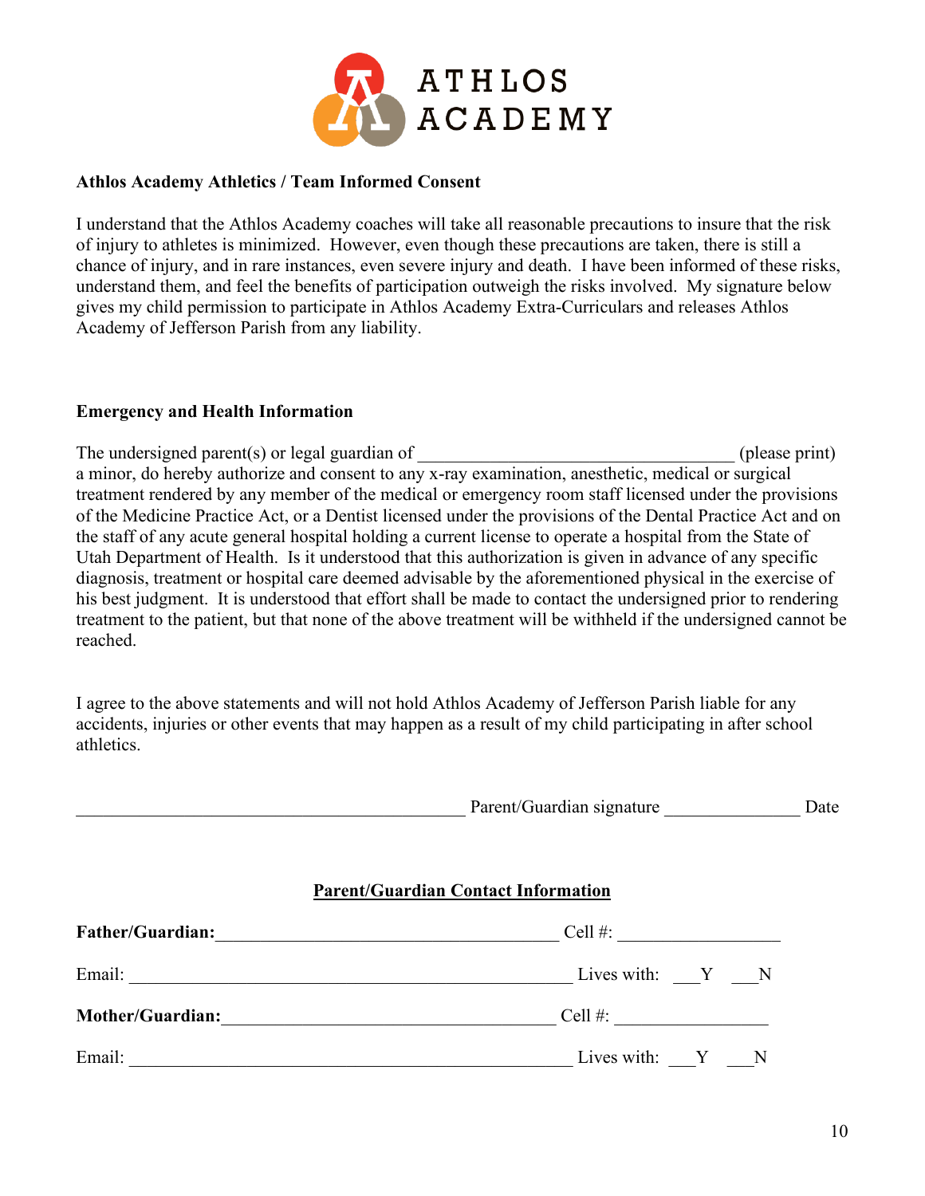ATHLOS ACADEMY

**Athlos Academy Athletics / Team Informed Consent**

I understand that the Athlos Academy coaches will take all reasonable precautions to insure that the risk of injury to athletes is minimized. However, even though these precautions are taken, there is still a chance of injury, and in rare instances, even severe injury and death. I have been informed of these risks, understand them, and feel the benefits of participation outweigh the risks involved. My signature below gives my child permission to participate in Athlos Academy Extra-Curriculars and releases Athlos Academy of Jefferson Parish from any liability.

**Emergency and Health Information**

The undersigned parent(s) or legal guardian of ____________________________________ (please print) a minor, do hereby authorize and consent to any x-ray examination, anesthetic, medical or surgical treatment rendered by any member of the medical or emergency room staff licensed under the provisions of the Medicine Practice Act, or a Dentist licensed under the provisions of the Dental Practice Act and on the staff of any acute general hospital holding a current license to operate a hospital from the State of Utah Department of Health. Is it understood that this authorization is given in advance of any specific diagnosis, treatment or hospital care deemed advisable by the aforementioned physical in the exercise of his best judgment. It is understood that effort shall be made to contact the undersigned prior to rendering treatment to the patient, but that none of the above treatment will be withheld if the undersigned cannot be reached.

I agree to the above statements and will not hold Athlos Academy of Jefferson Parish liable for any accidents, injuries or other events that may happen as a result of my child participating in after school athletics.

____________________________________________ Parent/Guardian signature _______________ Date

**<u>Parent/Guardian Contact Information</u>**

**Father/Guardian:**_______________________________________ Cell #: __________________

Email: ________________________________________________ Lives with: ___Y ___N

**Mother/Guardian:**_______________________________________ Cell #: _________________

Email: ________________________________________________ Lives with: ___Y ___N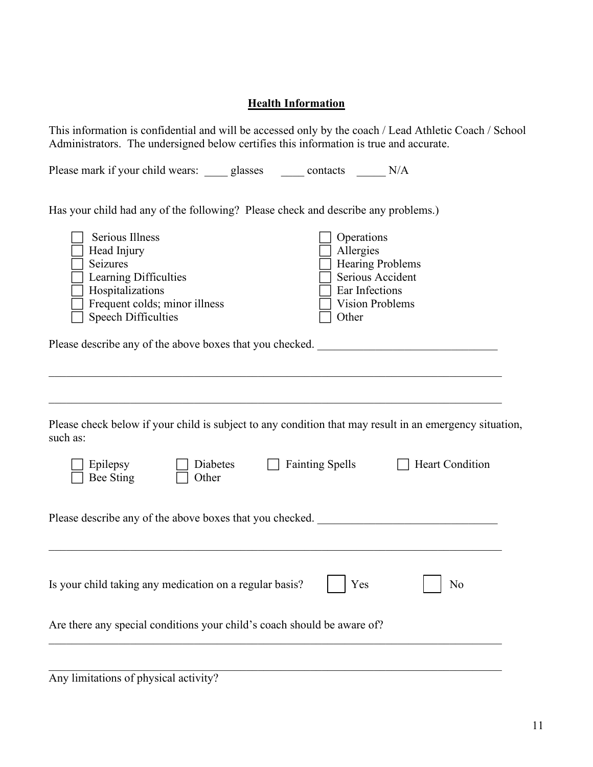## **Health Information**

This information is confidential and will be accessed only by the coach / Lead Athletic Coach / School Administrators. The undersigned below certifies this information is true and accurate.

Please mark if your child wears: ____ glasses ____ contacts _____ N/A

Has your child had any of the following? Please check and describe any problems.)

- ☐ Serious Illness
- ☐ Head Injury
- ☐ Seizures
- ☐ Learning Difficulties
- ☐ Hospitalizations
- ☐ Frequent colds; minor illness
- ☐ Speech Difficulties
- ☐ Operations
- ☐ Allergies
- ☐ Hearing Problems
- ☐ Serious Accident
- ☐ Ear Infections
- ☐ Vision Problems
- ☐ Other

Please describe any of the above boxes that you checked. _______________________________

_______________________________________________________________________________

_______________________________________________________________________________

Please check below if your child is subject to any condition that may result in an emergency situation, such as:

- ☐ Epilepsy
- ☐ Diabetes
- ☐ Fainting Spells
- ☐ Heart Condition
- ☐ Bee Sting
- ☐ Other

Please describe any of the above boxes that you checked. _______________________________

_______________________________________________________________________________

Is your child taking any medication on a regular basis? ☐ Yes ☐ No

Are there any special conditions your child's coach should be aware of?

_______________________________________________________________________________

_______________________________________________________________________________

Any limitations of physical activity?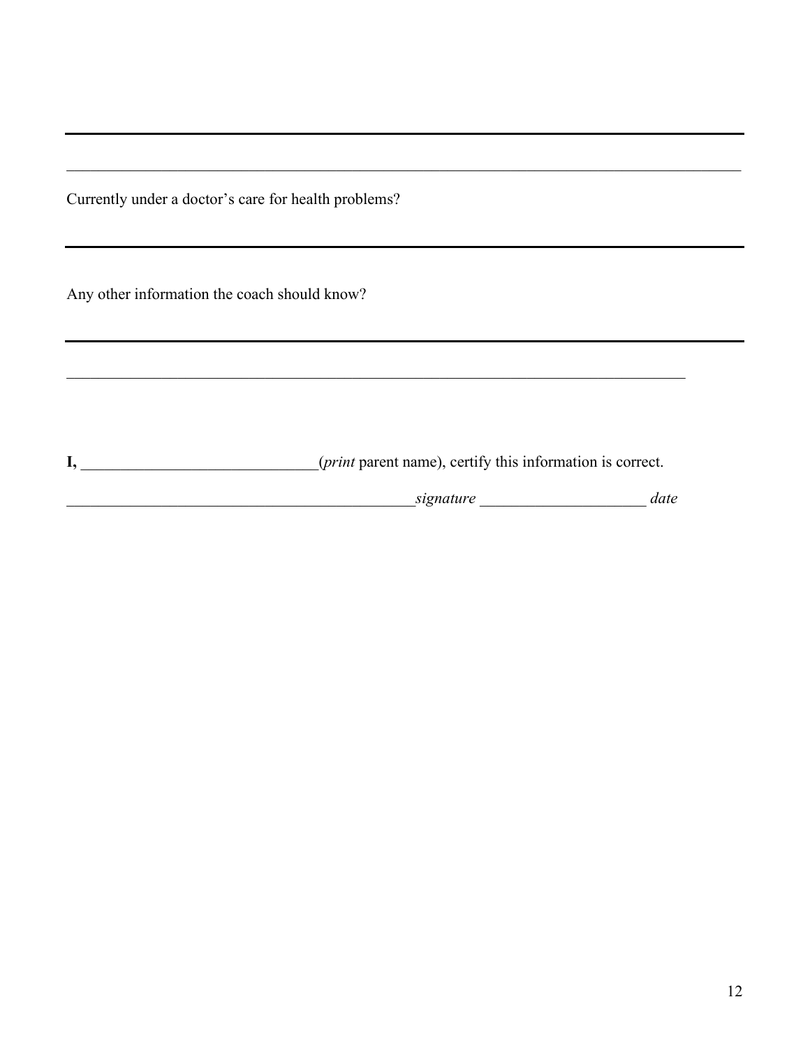---

______________________________________________________________________________________

Currently under a doctor's care for health problems?

---

Any other information the coach should know?

---

_______________________________________________________________________________

**I,** ______________________________(*print* parent name), certify this information is correct.

_____________________________________________*signature* _____________________ *date*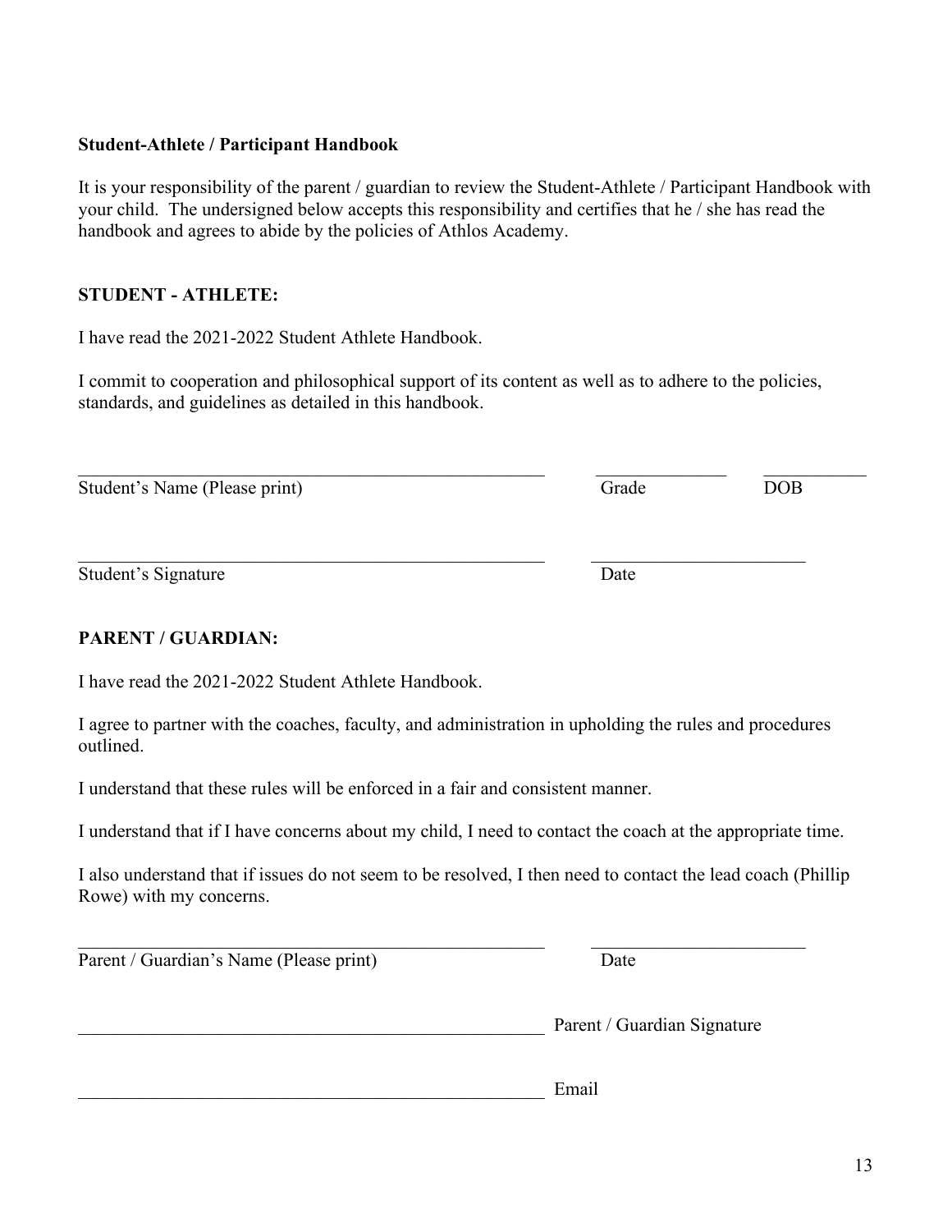**Student-Athlete / Participant Handbook**

It is your responsibility of the parent / guardian to review the Student-Athlete / Participant Handbook with your child. The undersigned below accepts this responsibility and certifies that he / she has read the handbook and agrees to abide by the policies of Athlos Academy.

**STUDENT - ATHLETE:**

I have read the 2021-2022 Student Athlete Handbook.

I commit to cooperation and philosophical support of its content as well as to adhere to the policies, standards, and guidelines as detailed in this handbook.

\_\_\_\_\_\_\_\_\_\_\_\_\_\_\_\_\_\_\_\_\_\_\_\_\_\_\_\_\_\_\_\_\_\_\_\_\_\_\_\_\_\_\_\_\_\_\_\_\_\_ \_\_\_\_\_\_\_\_\_\_\_\_\_\_ \_\_\_\_\_\_\_\_\_\_\_
Student's Name (Please print) Grade DOB

\_\_\_\_\_\_\_\_\_\_\_\_\_\_\_\_\_\_\_\_\_\_\_\_\_\_\_\_\_\_\_\_\_\_\_\_\_\_\_\_\_\_\_\_\_\_\_\_\_\_ \_\_\_\_\_\_\_\_\_\_\_\_\_\_\_\_\_\_\_\_\_\_\_
Student's Signature Date

**PARENT / GUARDIAN:**

I have read the 2021-2022 Student Athlete Handbook.

I agree to partner with the coaches, faculty, and administration in upholding the rules and procedures outlined.

I understand that these rules will be enforced in a fair and consistent manner.

I understand that if I have concerns about my child, I need to contact the coach at the appropriate time.

I also understand that if issues do not seem to be resolved, I then need to contact the lead coach (Phillip Rowe) with my concerns.

\_\_\_\_\_\_\_\_\_\_\_\_\_\_\_\_\_\_\_\_\_\_\_\_\_\_\_\_\_\_\_\_\_\_\_\_\_\_\_\_\_\_\_\_\_\_\_\_\_\_ \_\_\_\_\_\_\_\_\_\_\_\_\_\_\_\_\_\_\_\_\_\_\_
Parent / Guardian's Name (Please print) Date

\_\_\_\_\_\_\_\_\_\_\_\_\_\_\_\_\_\_\_\_\_\_\_\_\_\_\_\_\_\_\_\_\_\_\_\_\_\_\_\_\_\_\_\_\_\_\_\_\_\_ Parent / Guardian Signature

\_\_\_\_\_\_\_\_\_\_\_\_\_\_\_\_\_\_\_\_\_\_\_\_\_\_\_\_\_\_\_\_\_\_\_\_\_\_\_\_\_\_\_\_\_\_\_\_\_\_ Email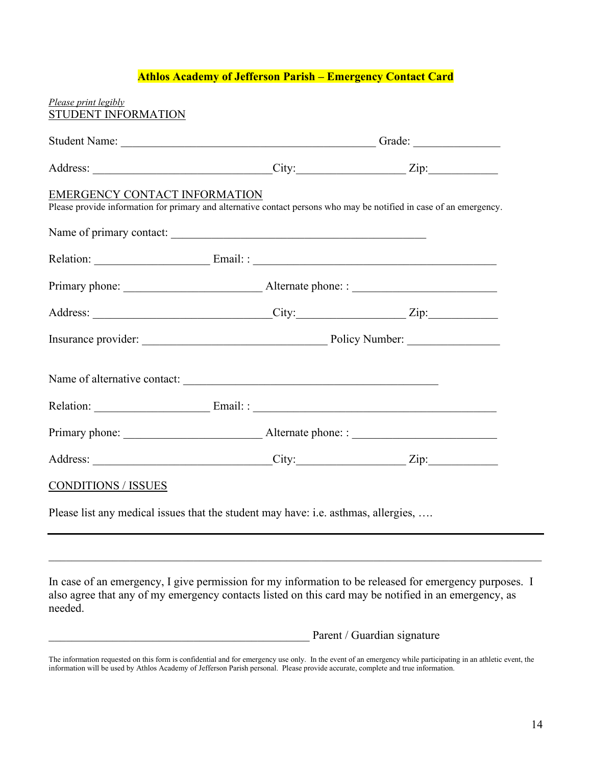**Athlos Academy of Jefferson Parish – Emergency Contact Card**

*Please print legibly*

STUDENT INFORMATION

Student Name: ____________________________________________ Grade: _______________

Address: _______________________________City:___________________ Zip:____________

EMERGENCY CONTACT INFORMATION

Please provide information for primary and alternative contact persons who may be notified in case of an emergency.

Name of primary contact: _____________________________________________

Relation: ____________________ Email: : ___________________________________________

Primary phone: ________________________ Alternate phone: : _________________________

Address: _______________________________City:___________________ Zip:____________

Insurance provider: ________________________________ Policy Number: ________________

Name of alternative contact: _____________________________________________

Relation: ____________________ Email: : ___________________________________________

Primary phone: ________________________ Alternate phone: : _________________________

Address: _______________________________City:___________________ Zip:____________

CONDITIONS / ISSUES

Please list any medical issues that the student may have: i.e. asthmas, allergies, ….

_____________________________________________________________________________________

_____________________________________________________________________________________

In case of an emergency, I give permission for my information to be released for emergency purposes. I also agree that any of my emergency contacts listed on this card may be notified in an emergency, as needed.

______________________________________________ Parent / Guardian signature

The information requested on this form is confidential and for emergency use only. In the event of an emergency while participating in an athletic event, the information will be used by Athlos Academy of Jefferson Parish personal. Please provide accurate, complete and true information.